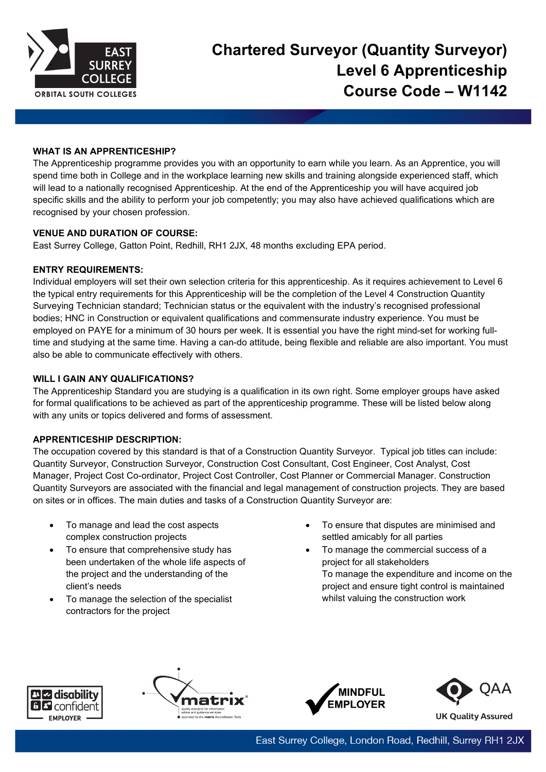# Chartered Surveyor (Quantity Surveyor) Level 6 Apprenticeship Course Code – W1142

## WHAT IS AN APPRENTICESHIP?

The Apprenticeship programme provides you with an opportunity to earn while you learn. As an Apprentice, you will spend time both in College and in the workplace learning new skills and training alongside experienced staff, which will lead to a nationally recognised Apprenticeship. At the end of the Apprenticeship you will have acquired job specific skills and the ability to perform your job competently; you may also have achieved qualifications which are recognised by your chosen profession.

## VENUE AND DURATION OF COURSE:

East Surrey College, Gatton Point, Redhill, RH1 2JX, 48 months excluding EPA period.

## ENTRY REQUIREMENTS:

Individual employers will set their own selection criteria for this apprenticeship. As it requires achievement to Level 6 the typical entry requirements for this Apprenticeship will be the completion of the Level 4 Construction Quantity Surveying Technician standard; Technician status or the equivalent with the industry's recognised professional bodies; HNC in Construction or equivalent qualifications and commensurate industry experience. You must be employed on PAYE for a minimum of 30 hours per week. It is essential you have the right mind-set for working full-time and studying at the same time. Having a can-do attitude, being flexible and reliable are also important. You must also be able to communicate effectively with others.

## WILL I GAIN ANY QUALIFICATIONS?

The Apprenticeship Standard you are studying is a qualification in its own right. Some employer groups have asked for formal qualifications to be achieved as part of the apprenticeship programme. These will be listed below along with any units or topics delivered and forms of assessment.

## APPRENTICESHIP DESCRIPTION:

The occupation covered by this standard is that of a Construction Quantity Surveyor. Typical job titles can include: Quantity Surveyor, Construction Surveyor, Construction Cost Consultant, Cost Engineer, Cost Analyst, Cost Manager, Project Cost Co-ordinator, Project Cost Controller, Cost Planner or Commercial Manager. Construction Quantity Surveyors are associated with the financial and legal management of construction projects. They are based on sites or in offices. The main duties and tasks of a Construction Quantity Surveyor are:

- To manage and lead the cost aspects complex construction projects
- To ensure that comprehensive study has been undertaken of the whole life aspects of the project and the understanding of the client's needs
- To manage the selection of the specialist contractors for the project
- To ensure that disputes are minimised and settled amicably for all parties
- To manage the commercial success of a project for all stakeholders
  To manage the expenditure and income on the project and ensure tight control is maintained whilst valuing the construction work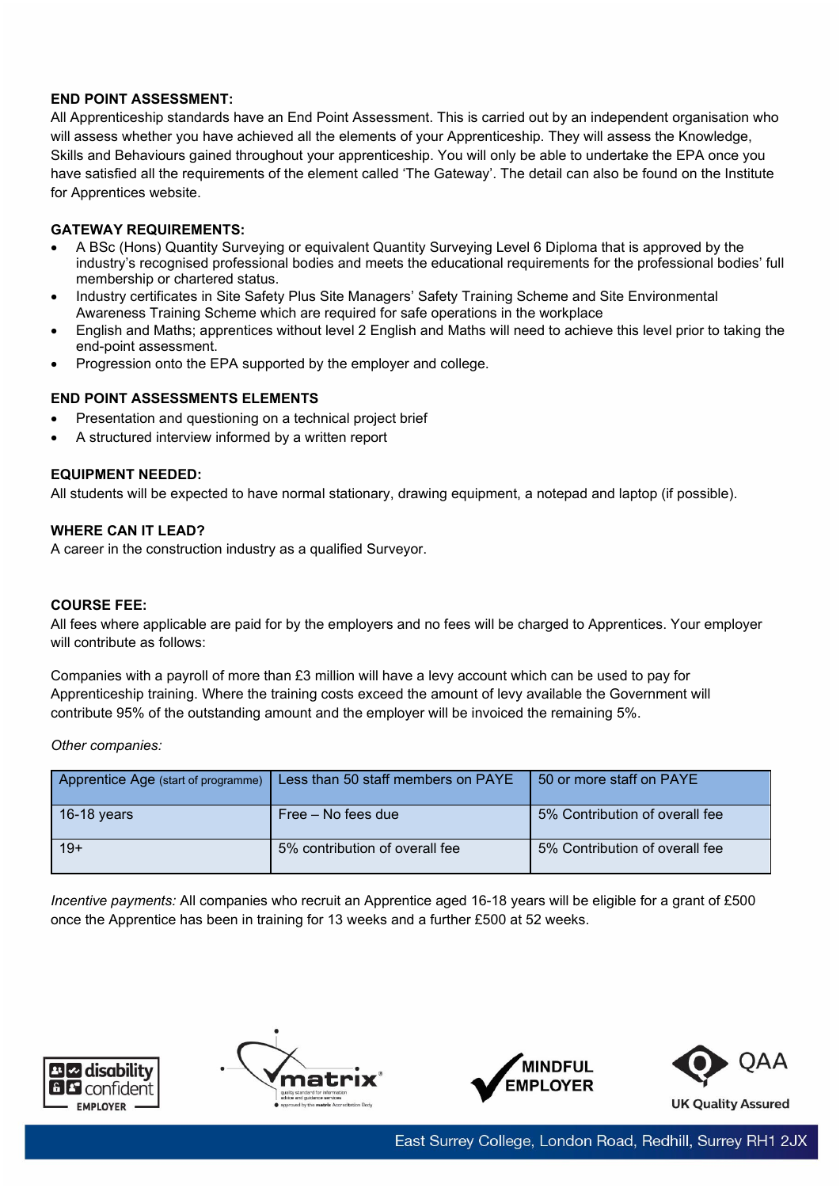## END POINT ASSESSMENT:

All Apprenticeship standards have an End Point Assessment. This is carried out by an independent organisation who will assess whether you have achieved all the elements of your Apprenticeship. They will assess the Knowledge, Skills and Behaviours gained throughout your apprenticeship. You will only be able to undertake the EPA once you have satisfied all the requirements of the element called 'The Gateway'. The detail can also be found on the Institute for Apprentices website.

## GATEWAY REQUIREMENTS:

- A BSc (Hons) Quantity Surveying or equivalent Quantity Surveying Level 6 Diploma that is approved by the industry's recognised professional bodies and meets the educational requirements for the professional bodies' full membership or chartered status.
- Industry certificates in Site Safety Plus Site Managers' Safety Training Scheme and Site Environmental Awareness Training Scheme which are required for safe operations in the workplace
- English and Maths; apprentices without level 2 English and Maths will need to achieve this level prior to taking the end-point assessment.
- Progression onto the EPA supported by the employer and college.

## END POINT ASSESSMENTS ELEMENTS

- Presentation and questioning on a technical project brief
- A structured interview informed by a written report

## EQUIPMENT NEEDED:

All students will be expected to have normal stationary, drawing equipment, a notepad and laptop (if possible).

## WHERE CAN IT LEAD?

A career in the construction industry as a qualified Surveyor.

## COURSE FEE:

All fees where applicable are paid for by the employers and no fees will be charged to Apprentices. Your employer will contribute as follows:

Companies with a payroll of more than £3 million will have a levy account which can be used to pay for Apprenticeship training. Where the training costs exceed the amount of levy available the Government will contribute 95% of the outstanding amount and the employer will be invoiced the remaining 5%.

*Other companies:*

| Apprentice Age (start of programme) | Less than 50 staff members on PAYE | 50 or more staff on PAYE |
|---|---|---|
| 16-18 years | Free – No fees due | 5% Contribution of overall fee |
| 19+ | 5% contribution of overall fee | 5% Contribution of overall fee |

*Incentive payments:* All companies who recruit an Apprentice aged 16-18 years will be eligible for a grant of £500 once the Apprentice has been in training for 13 weeks and a further £500 at 52 weeks.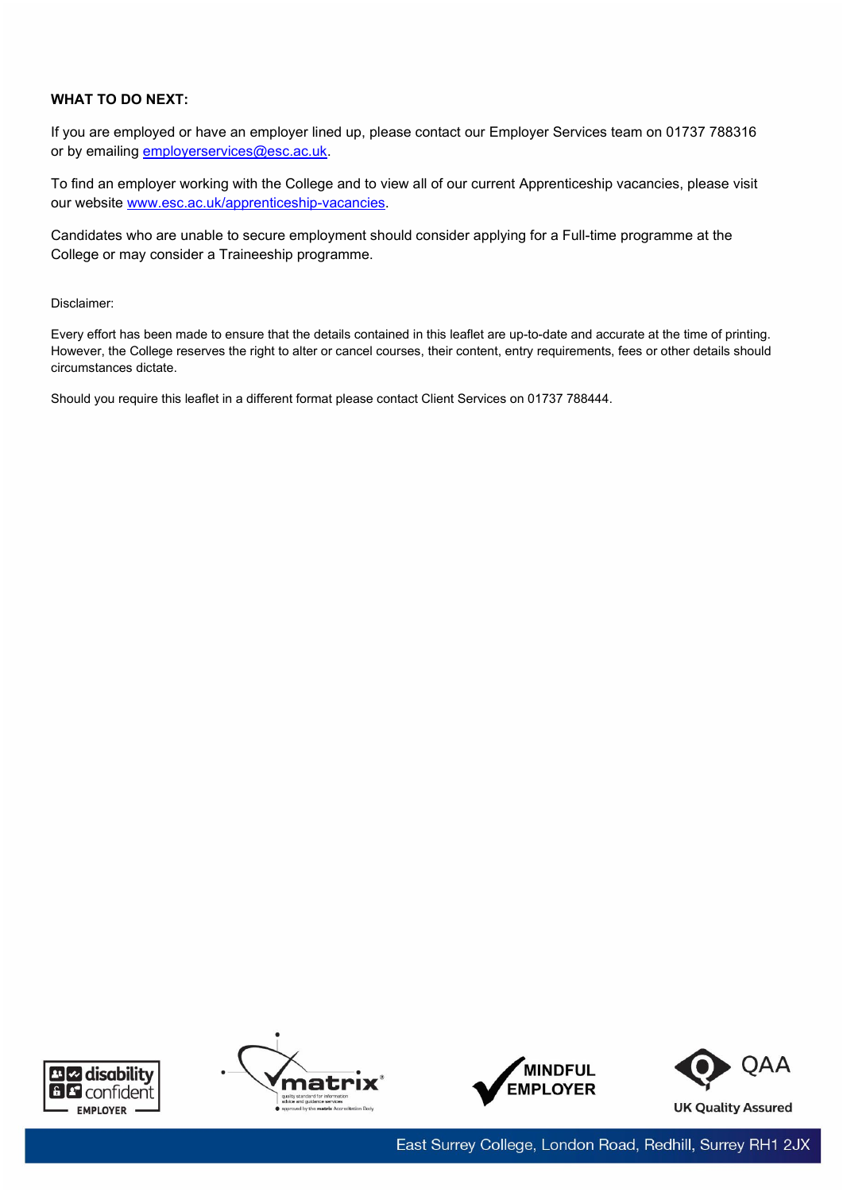**WHAT TO DO NEXT:**

If you are employed or have an employer lined up, please contact our Employer Services team on 01737 788316 or by emailing employerservices@esc.ac.uk.

To find an employer working with the College and to view all of our current Apprenticeship vacancies, please visit our website www.esc.ac.uk/apprenticeship-vacancies.

Candidates who are unable to secure employment should consider applying for a Full-time programme at the College or may consider a Traineeship programme.

Disclaimer:

Every effort has been made to ensure that the details contained in this leaflet are up-to-date and accurate at the time of printing. However, the College reserves the right to alter or cancel courses, their content, entry requirements, fees or other details should circumstances dictate.

Should you require this leaflet in a different format please contact Client Services on 01737 788444.

East Surrey College, London Road, Redhill, Surrey RH1 2JX